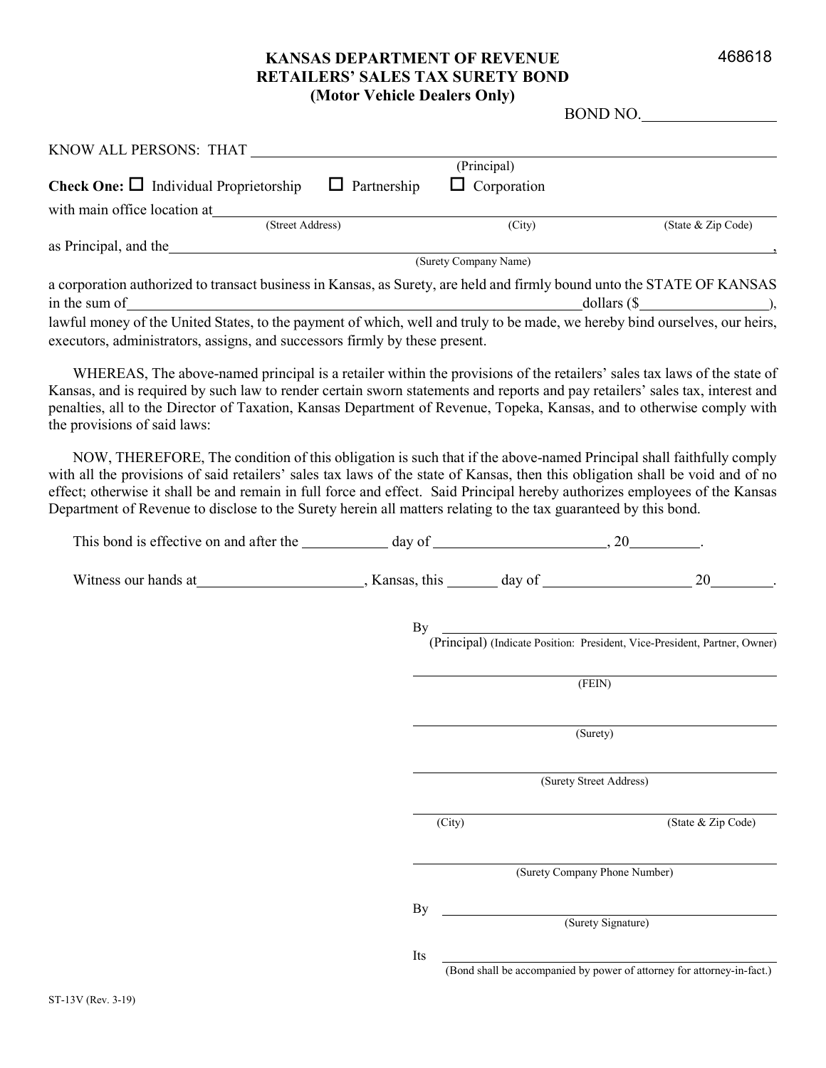468618

# KANSAS DEPARTMENT OF REVENUE
# RETAILERS' SALES TAX SURETY BOND
## (Motor Vehicle Dealers Only)

BOND NO.__________________

KNOW ALL PERSONS: THAT ______________________________________________________________
(Principal)

**Check One:** ☐ Individual Proprietorship ☐ Partnership ☐ Corporation

with main office location at ______________________________________________________________
(Street Address) (City) (State & Zip Code)

as Principal, and the ______________________________________________________________,
(Surety Company Name)

a corporation authorized to transact business in Kansas, as Surety, are held and firmly bound unto the STATE OF KANSAS in the sum of ______________________________________ dollars ($__________________), lawful money of the United States, to the payment of which, well and truly to be made, we hereby bind ourselves, our heirs, executors, administrators, assigns, and successors firmly by these present.

WHEREAS, The above-named principal is a retailer within the provisions of the retailers' sales tax laws of the state of Kansas, and is required by such law to render certain sworn statements and reports and pay retailers' sales tax, interest and penalties, all to the Director of Taxation, Kansas Department of Revenue, Topeka, Kansas, and to otherwise comply with the provisions of said laws:

NOW, THEREFORE, The condition of this obligation is such that if the above-named Principal shall faithfully comply with all the provisions of said retailers' sales tax laws of the state of Kansas, then this obligation shall be void and of no effect; otherwise it shall be and remain in full force and effect. Said Principal hereby authorizes employees of the Kansas Department of Revenue to disclose to the Surety herein all matters relating to the tax guaranteed by this bond.

This bond is effective on and after the ____________ day of ________________________, 20__________.

Witness our hands at ______________________, Kansas, this _______ day of ____________________ 20_________.

By ______________________________________________
(Principal) (Indicate Position: President, Vice-President, Partner, Owner)

______________________________________________
(FEIN)

______________________________________________
(Surety)

______________________________________________
(Surety Street Address)

______________________________________________
(City) (State & Zip Code)

______________________________________________
(Surety Company Phone Number)

By ______________________________________________
(Surety Signature)

Its ______________________________________________
(Bond shall be accompanied by power of attorney for attorney-in-fact.)

ST-13V (Rev. 3-19)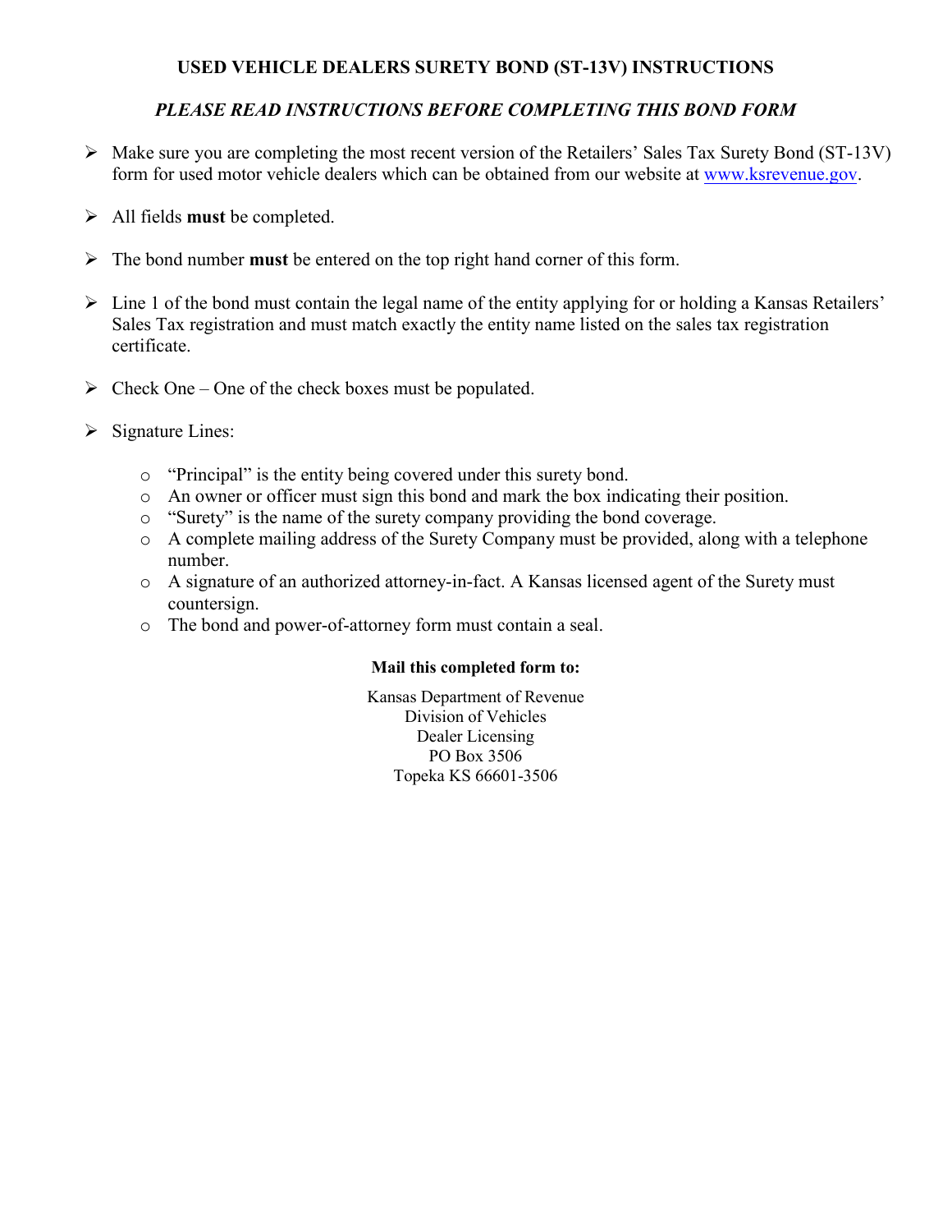# USED VEHICLE DEALERS SURETY BOND (ST-13V) INSTRUCTIONS

***PLEASE READ INSTRUCTIONS BEFORE COMPLETING THIS BOND FORM***

- Make sure you are completing the most recent version of the Retailers' Sales Tax Surety Bond (ST-13V) form for used motor vehicle dealers which can be obtained from our website at www.ksrevenue.gov.
- All fields **must** be completed.
- The bond number **must** be entered on the top right hand corner of this form.
- Line 1 of the bond must contain the legal name of the entity applying for or holding a Kansas Retailers' Sales Tax registration and must match exactly the entity name listed on the sales tax registration certificate.
- Check One – One of the check boxes must be populated.
- Signature Lines:
  - "Principal" is the entity being covered under this surety bond.
  - An owner or officer must sign this bond and mark the box indicating their position.
  - "Surety" is the name of the surety company providing the bond coverage.
  - A complete mailing address of the Surety Company must be provided, along with a telephone number.
  - A signature of an authorized attorney-in-fact. A Kansas licensed agent of the Surety must countersign.
  - The bond and power-of-attorney form must contain a seal.

**Mail this completed form to:**

Kansas Department of Revenue
Division of Vehicles
Dealer Licensing
PO Box 3506
Topeka KS 66601-3506